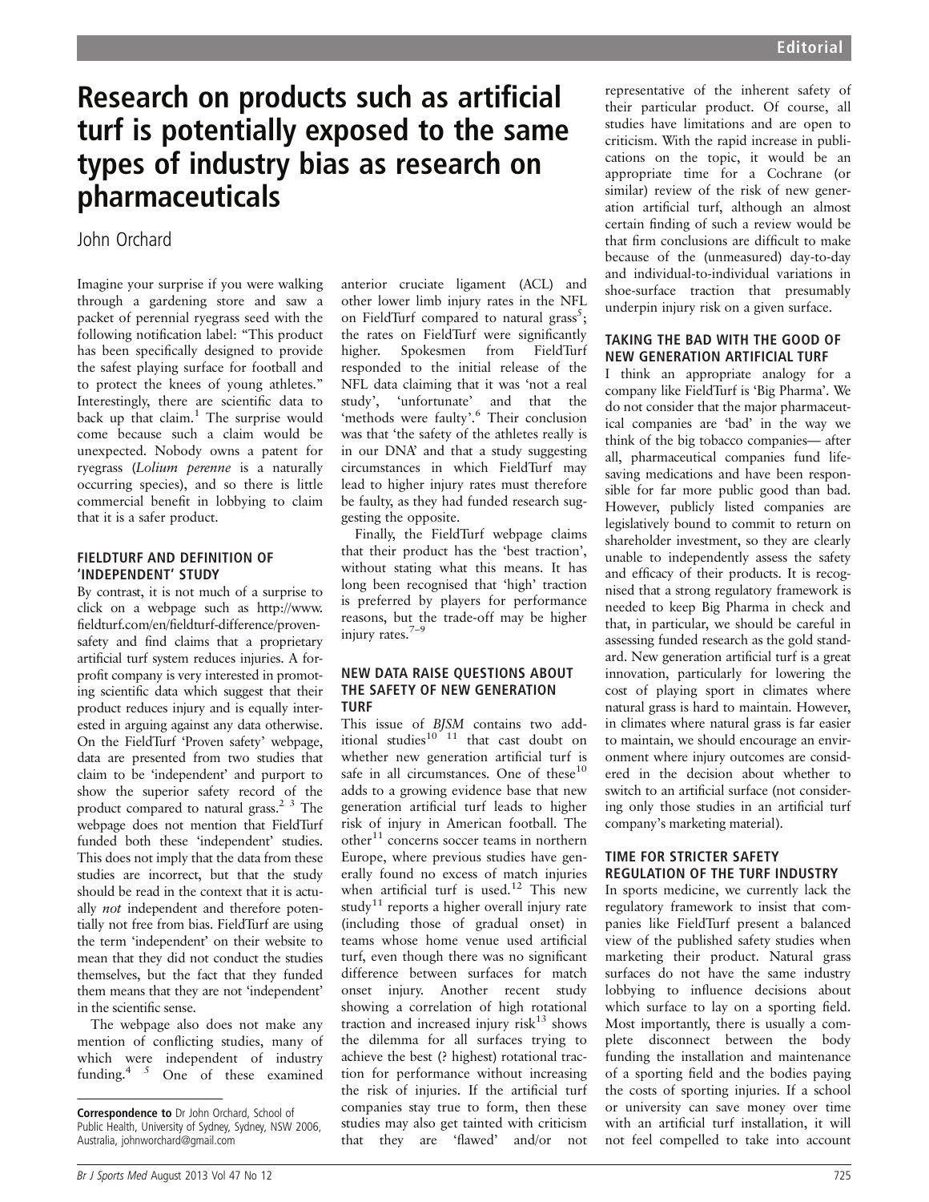# Research on products such as artificial turf is potentially exposed to the same types of industry bias as research on pharmaceuticals

John Orchard

Imagine your surprise if you were walking through a gardening store and saw a packet of perennial ryegrass seed with the following notification label: "This product has been specifically designed to provide the safest playing surface for football and to protect the knees of young athletes." Interestingly, there are scientific data to back up that claim.[1] The surprise would come because such a claim would be unexpected. Nobody owns a patent for ryegrass (*Lolium perenne* is a naturally occurring species), and so there is little commercial benefit in lobbying to claim that it is a safer product.

### FIELDTURF AND DEFINITION OF 'INDEPENDENT' STUDY

By contrast, it is not much of a surprise to click on a webpage such as http://www.fieldturf.com/en/fieldturf-difference/proven-safety and find claims that a proprietary artificial turf system reduces injuries. A for-profit company is very interested in promoting scientific data which suggest that their product reduces injury and is equally interested in arguing against any data otherwise. On the FieldTurf 'Proven safety' webpage, data are presented from two studies that claim to be 'independent' and purport to show the superior safety record of the product compared to natural grass.[2,3] The webpage does not mention that FieldTurf funded both these 'independent' studies. This does not imply that the data from these studies are incorrect, but that the study should be read in the context that it is actually *not* independent and therefore potentially not free from bias. FieldTurf are using the term 'independent' on their website to mean that they did not conduct the studies themselves, but the fact that they funded them means that they are not 'independent' in the scientific sense.

The webpage also does not make any mention of conflicting studies, many of which were independent of industry funding.[4,5] One of these examined anterior cruciate ligament (ACL) and other lower limb injury rates in the NFL on FieldTurf compared to natural grass[5]; the rates on FieldTurf were significantly higher. Spokesmen from FieldTurf responded to the initial release of the NFL data claiming that it was 'not a real study', 'unfortunate' and that the 'methods were faulty'.[6] Their conclusion was that 'the safety of the athletes really is in our DNA' and that a study suggesting circumstances in which FieldTurf may lead to higher injury rates must therefore be faulty, as they had funded research suggesting the opposite.

Finally, the FieldTurf webpage claims that their product has the 'best traction', without stating what this means. It has long been recognised that 'high' traction is preferred by players for performance reasons, but the trade-off may be higher injury rates.[7–9]

### NEW DATA RAISE QUESTIONS ABOUT THE SAFETY OF NEW GENERATION TURF

This issue of *BJSM* contains two additional studies[10,11] that cast doubt on whether new generation artificial turf is safe in all circumstances. One of these[10] adds to a growing evidence base that new generation artificial turf leads to higher risk of injury in American football. The other[11] concerns soccer teams in northern Europe, where previous studies have generally found no excess of match injuries when artificial turf is used.[12] This new study[11] reports a higher overall injury rate (including those of gradual onset) in teams whose home venue used artificial turf, even though there was no significant difference between surfaces for match onset injury. Another recent study showing a correlation of high rotational traction and increased injury risk[13] shows the dilemma for all surfaces trying to achieve the best (? highest) rotational traction for performance without increasing the risk of injuries. If the artificial turf companies stay true to form, then these studies may also get tainted with criticism that they are 'flawed' and/or not representative of the inherent safety of their particular product. Of course, all studies have limitations and are open to criticism. With the rapid increase in publications on the topic, it would be an appropriate time for a Cochrane (or similar) review of the risk of new generation artificial turf, although an almost certain finding of such a review would be that firm conclusions are difficult to make because of the (unmeasured) day-to-day and individual-to-individual variations in shoe-surface traction that presumably underpin injury risk on a given surface.

### TAKING THE BAD WITH THE GOOD OF NEW GENERATION ARTIFICIAL TURF

I think an appropriate analogy for a company like FieldTurf is 'Big Pharma'. We do not consider that the major pharmaceutical companies are 'bad' in the way we think of the big tobacco companies— after all, pharmaceutical companies fund life-saving medications and have been responsible for far more public good than bad. However, publicly listed companies are legislatively bound to commit to return on shareholder investment, so they are clearly unable to independently assess the safety and efficacy of their products. It is recognised that a strong regulatory framework is needed to keep Big Pharma in check and that, in particular, we should be careful in assessing funded research as the gold standard. New generation artificial turf is a great innovation, particularly for lowering the cost of playing sport in climates where natural grass is hard to maintain. However, in climates where natural grass is far easier to maintain, we should encourage an environment where injury outcomes are considered in the decision about whether to switch to an artificial surface (not considering only those studies in an artificial turf company's marketing material).

### TIME FOR STRICTER SAFETY REGULATION OF THE TURF INDUSTRY

In sports medicine, we currently lack the regulatory framework to insist that companies like FieldTurf present a balanced view of the published safety studies when marketing their product. Natural grass surfaces do not have the same industry lobbying to influence decisions about which surface to lay on a sporting field. Most importantly, there is usually a complete disconnect between the body funding the installation and maintenance of a sporting field and the bodies paying the costs of sporting injuries. If a school or university can save money over time with an artificial turf installation, it will not feel compelled to take into account

**Correspondence to** Dr John Orchard, School of Public Health, University of Sydney, Sydney, NSW 2006, Australia, johnworchard@gmail.com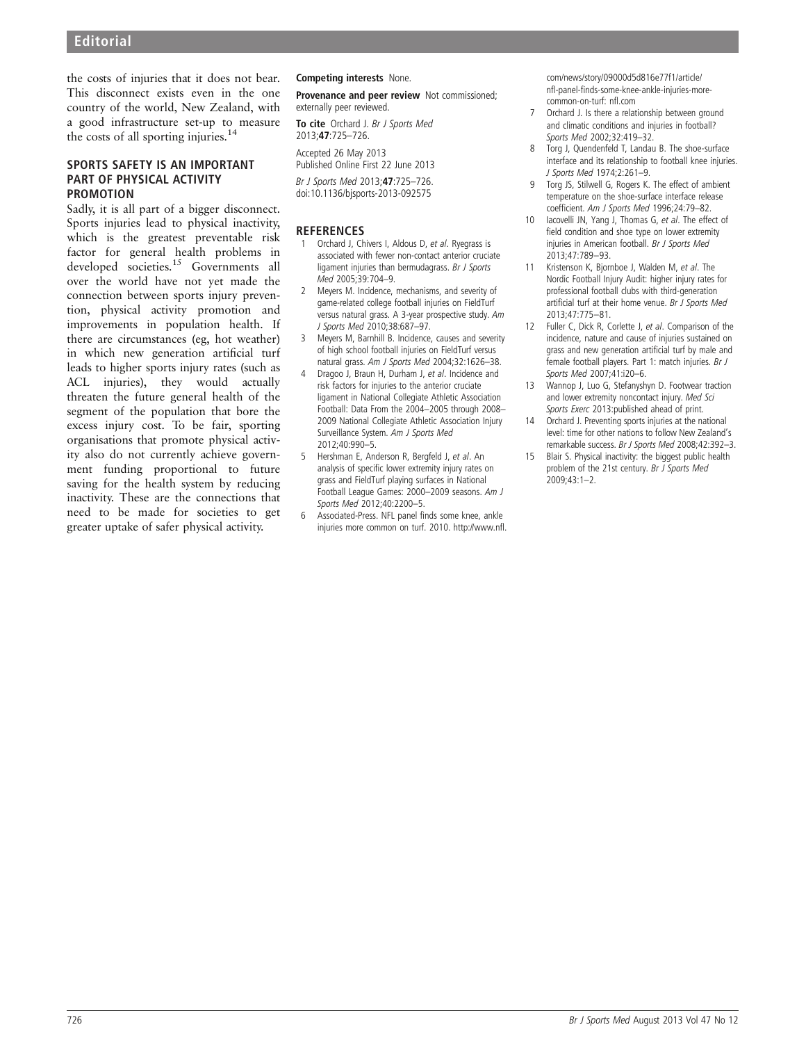the costs of injuries that it does not bear. This disconnect exists even in the one country of the world, New Zealand, with a good infrastructure set-up to measure the costs of all sporting injuries.[14]

## SPORTS SAFETY IS AN IMPORTANT PART OF PHYSICAL ACTIVITY PROMOTION

Sadly, it is all part of a bigger disconnect. Sports injuries lead to physical inactivity, which is the greatest preventable risk factor for general health problems in developed societies.[15] Governments all over the world have not yet made the connection between sports injury prevention, physical activity promotion and improvements in population health. If there are circumstances (eg, hot weather) in which new generation artificial turf leads to higher sports injury rates (such as ACL injuries), they would actually threaten the future general health of the segment of the population that bore the excess injury cost. To be fair, sporting organisations that promote physical activity also do not currently achieve government funding proportional to future saving for the health system by reducing inactivity. These are the connections that need to be made for societies to get greater uptake of safer physical activity.

**Competing interests** None.

**Provenance and peer review** Not commissioned; externally peer reviewed.

**To cite** Orchard J. *Br J Sports Med* 2013;**47**:725–726.

Accepted 26 May 2013
Published Online First 22 June 2013

*Br J Sports Med* 2013;**47**:725–726.
doi:10.1136/bjsports-2013-092575

## REFERENCES

1. Orchard J, Chivers I, Aldous D, *et al*. Ryegrass is associated with fewer non-contact anterior cruciate ligament injuries than bermudagrass. *Br J Sports Med* 2005;39:704–9.
2. Meyers M. Incidence, mechanisms, and severity of game-related college football injuries on FieldTurf versus natural grass. A 3-year prospective study. *Am J Sports Med* 2010;38:687–97.
3. Meyers M, Barnhill B. Incidence, causes and severity of high school football injuries on FieldTurf versus natural grass. *Am J Sports Med* 2004;32:1626–38.
4. Dragoo J, Braun H, Durham J, *et al*. Incidence and risk factors for injuries to the anterior cruciate ligament in National Collegiate Athletic Association Football: Data From the 2004–2005 through 2008–2009 National Collegiate Athletic Association Injury Surveillance System. *Am J Sports Med* 2012;40:990–5.
5. Hershman E, Anderson R, Bergfeld J, *et al*. An analysis of specific lower extremity injury rates on grass and FieldTurf playing surfaces in National Football League Games: 2000–2009 seasons. *Am J Sports Med* 2012;40:2200–5.
6. Associated-Press. NFL panel finds some knee, ankle injuries more common on turf. 2010. http://www.nfl.com/news/story/09000d5d816e77f1/article/nfl-panel-finds-some-knee-ankle-injuries-more-common-on-turf: nfl.com
7. Orchard J. Is there a relationship between ground and climatic conditions and injuries in football? *Sports Med* 2002;32:419–32.
8. Torg J, Quendenfeld T, Landau B. The shoe-surface interface and its relationship to football knee injuries. *J Sports Med* 1974;2:261–9.
9. Torg JS, Stilwell G, Rogers K. The effect of ambient temperature on the shoe-surface interface release coefficient. *Am J Sports Med* 1996;24:79–82.
10. Iacovelli JN, Yang J, Thomas G, *et al*. The effect of field condition and shoe type on lower extremity injuries in American football. *Br J Sports Med* 2013;47:789–93.
11. Kristenson K, Bjornboe J, Walden M, *et al*. The Nordic Football Injury Audit: higher injury rates for professional football clubs with third-generation artificial turf at their home venue. *Br J Sports Med* 2013;47:775–81.
12. Fuller C, Dick R, Corlette J, *et al*. Comparison of the incidence, nature and cause of injuries sustained on grass and new generation artificial turf by male and female football players. Part 1: match injuries. *Br J Sports Med* 2007;41:i20–6.
13. Wannop J, Luo G, Stefanyshyn D. Footwear traction and lower extremity noncontact injury. *Med Sci Sports Exerc* 2013:published ahead of print.
14. Orchard J. Preventing sports injuries at the national level: time for other nations to follow New Zealand's remarkable success. *Br J Sports Med* 2008;42:392–3.
15. Blair S. Physical inactivity: the biggest public health problem of the 21st century. *Br J Sports Med* 2009;43:1–2.